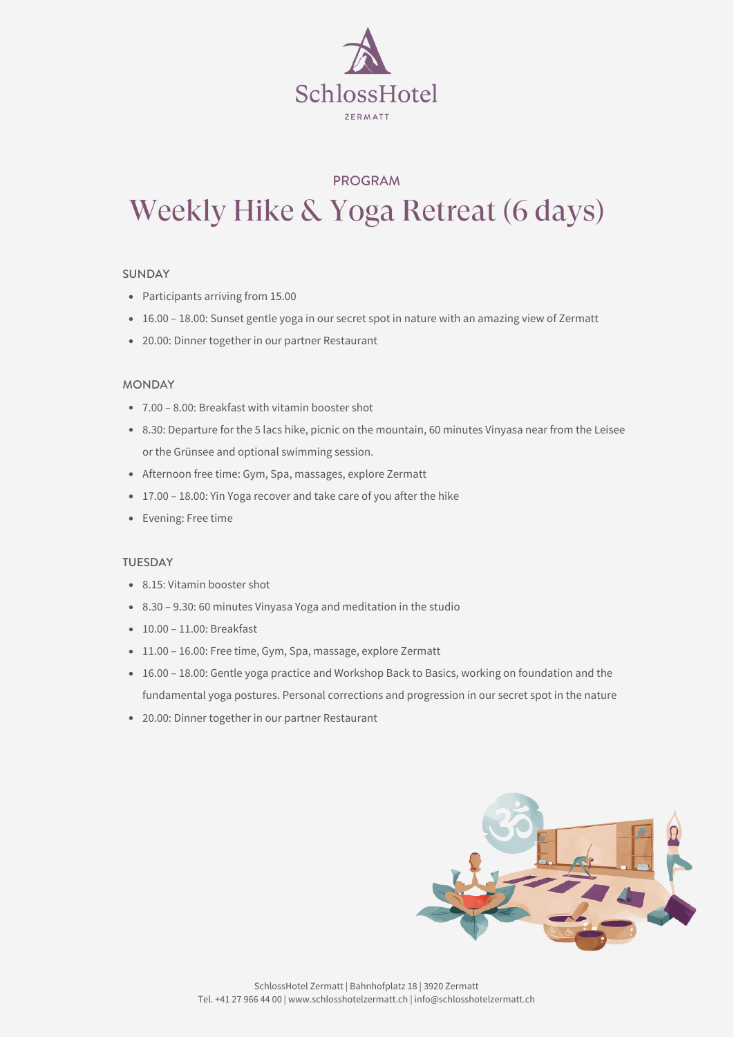SchlossHotel

ZERMATT

PROGRAM

# Weekly Hike & Yoga Retreat (6 days)

### SUNDAY

- Participants arriving from 15.00
- 16.00 – 18.00: Sunset gentle yoga in our secret spot in nature with an amazing view of Zermatt
- 20.00: Dinner together in our partner Restaurant

### MONDAY

- 7.00 – 8.00: Breakfast with vitamin booster shot
- 8.30: Departure for the 5 lacs hike, picnic on the mountain, 60 minutes Vinyasa near from the Leisee or the Grünsee and optional swimming session.
- Afternoon free time: Gym, Spa, massages, explore Zermatt
- 17.00 – 18.00: Yin Yoga recover and take care of you after the hike
- Evening: Free time

### TUESDAY

- 8.15: Vitamin booster shot
- 8.30 – 9.30: 60 minutes Vinyasa Yoga and meditation in the studio
- 10.00 – 11.00: Breakfast
- 11.00 – 16.00: Free time, Gym, Spa, massage, explore Zermatt
- 16.00 – 18.00: Gentle yoga practice and Workshop Back to Basics, working on foundation and the fundamental yoga postures. Personal corrections and progression in our secret spot in the nature
- 20.00: Dinner together in our partner Restaurant

SchlossHotel Zermatt | Bahnhofplatz 18 | 3920 Zermatt
Tel. +41 27 966 44 00 | www.schlosshotelzermatt.ch | info@schlosshotelzermatt.ch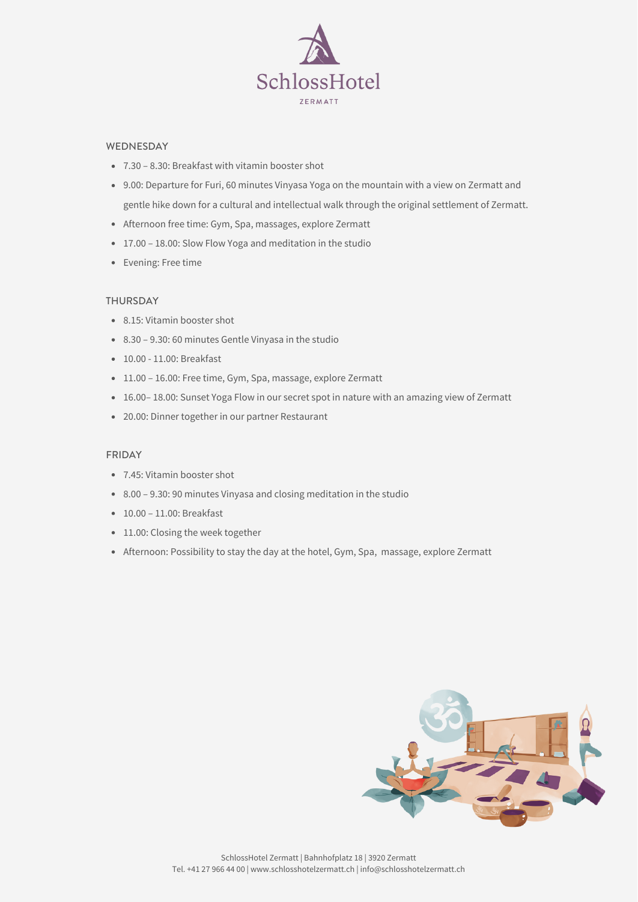## WEDNESDAY

- 7.30 – 8.30: Breakfast with vitamin booster shot
- 9.00: Departure for Furi, 60 minutes Vinyasa Yoga on the mountain with a view on Zermatt and gentle hike down for a cultural and intellectual walk through the original settlement of Zermatt.
- Afternoon free time: Gym, Spa, massages, explore Zermatt
- 17.00 – 18.00: Slow Flow Yoga and meditation in the studio
- Evening: Free time

## THURSDAY

- 8.15: Vitamin booster shot
- 8.30 – 9.30: 60 minutes Gentle Vinyasa in the studio
- 10.00 - 11.00: Breakfast
- 11.00 – 16.00: Free time, Gym, Spa, massage, explore Zermatt
- 16.00– 18.00: Sunset Yoga Flow in our secret spot in nature with an amazing view of Zermatt
- 20.00: Dinner together in our partner Restaurant

## FRIDAY

- 7.45: Vitamin booster shot
- 8.00 – 9.30: 90 minutes Vinyasa and closing meditation in the studio
- 10.00 – 11.00: Breakfast
- 11.00: Closing the week together
- Afternoon: Possibility to stay the day at the hotel, Gym, Spa, massage, explore Zermatt

SchlossHotel Zermatt | Bahnhofplatz 18 | 3920 Zermatt
Tel. +41 27 966 44 00 | www.schlosshotelzermatt.ch | info@schlosshotelzermatt.ch